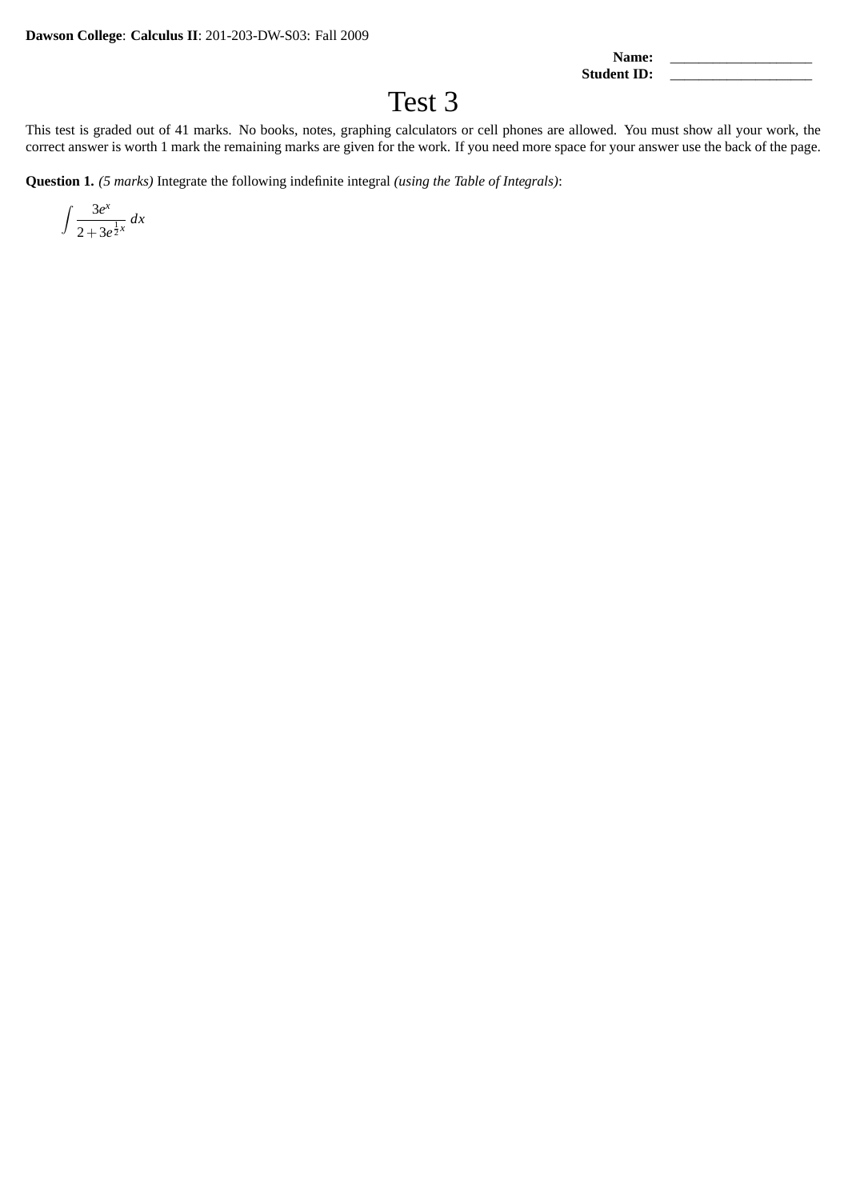**Dawson College**: **Calculus II**: 201-203-DW-S03: Fall 2009

**Name:** ____________________
**Student ID:** ____________________

# Test 3

This test is graded out of 41 marks. No books, notes, graphing calculators or cell phones are allowed. You must show all your work, the correct answer is worth 1 mark the remaining marks are given for the work. If you need more space for your answer use the back of the page.

**Question 1.** *(5 marks)* Integrate the following indefinite integral *(using the Table of Integrals)*:

$$\int \frac{3e^x}{2+3e^{\frac{1}{2}x}}\,dx$$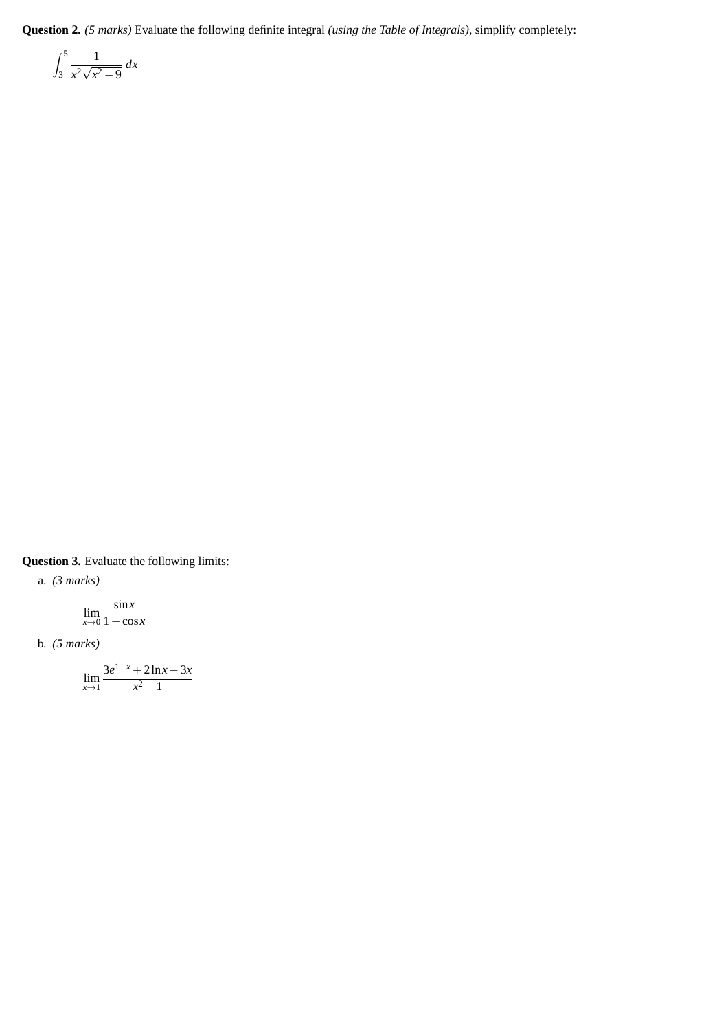**Question 2.** *(5 marks)* Evaluate the following definite integral *(using the Table of Integrals)*, simplify completely:

$$\int_3^5 \frac{1}{x^2\sqrt{x^2-9}}\,dx$$

**Question 3.** Evaluate the following limits:

a. *(3 marks)*

$$\lim_{x\to 0} \frac{\sin x}{1-\cos x}$$

b. *(5 marks)*

$$\lim_{x\to 1} \frac{3e^{1-x}+2\ln x-3x}{x^2-1}$$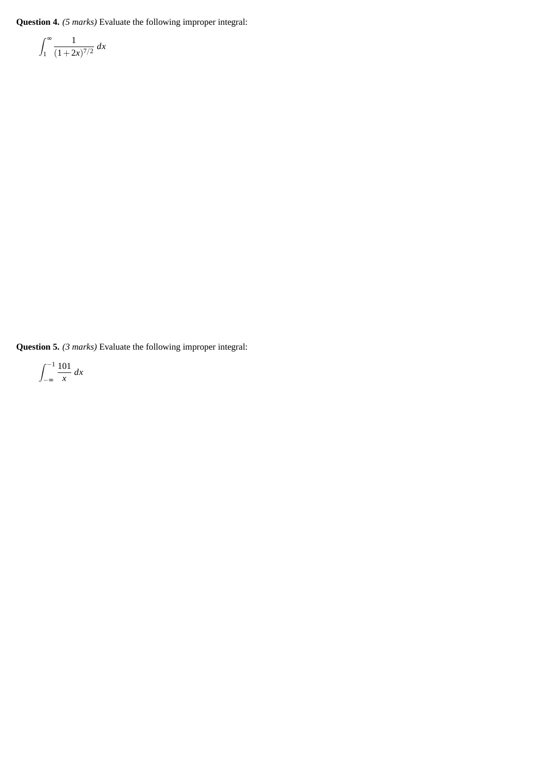**Question 4.** *(5 marks)* Evaluate the following improper integral:

$$\int_1^\infty \frac{1}{(1+2x)^{7/2}}\,dx$$

**Question 5.** *(3 marks)* Evaluate the following improper integral:

$$\int_{-\infty}^{-1} \frac{101}{x}\,dx$$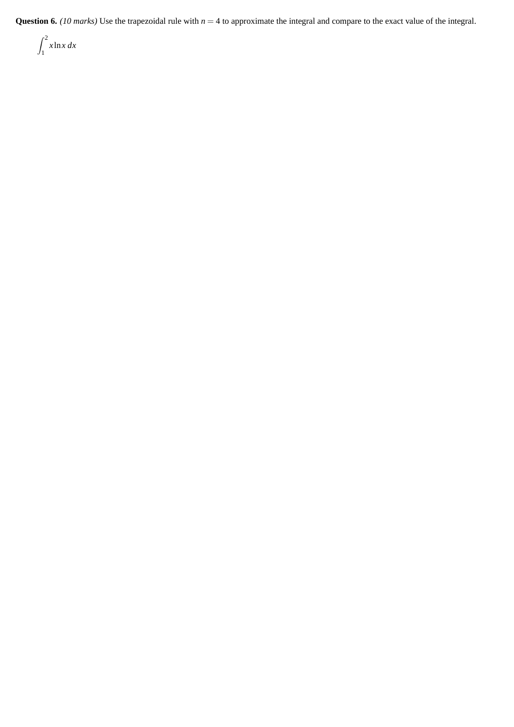**Question 6.** *(10 marks)* Use the trapezoidal rule with $n = 4$ to approximate the integral and compare to the exact value of the integral.

$$\int_1^2 x \ln x \, dx$$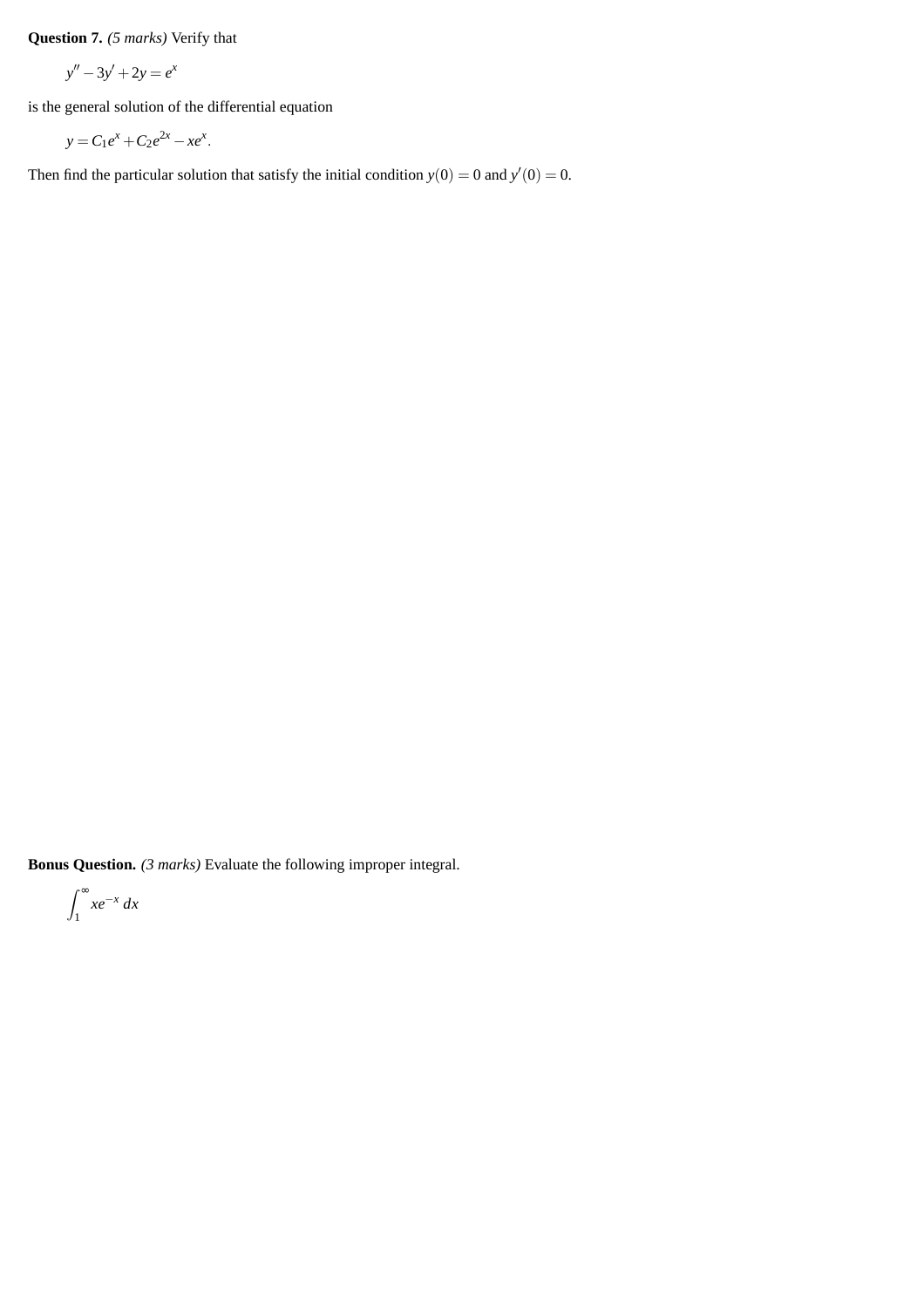**Question 7.** *(5 marks)* Verify that

$$y'' - 3y' + 2y = e^x$$

is the general solution of the differential equation

$$y = C_1 e^x + C_2 e^{2x} - xe^x.$$

Then find the particular solution that satisfy the initial condition $y(0) = 0$ and $y'(0) = 0$.

**Bonus Question.** *(3 marks)* Evaluate the following improper integral.

$$\int_1^\infty xe^{-x}\, dx$$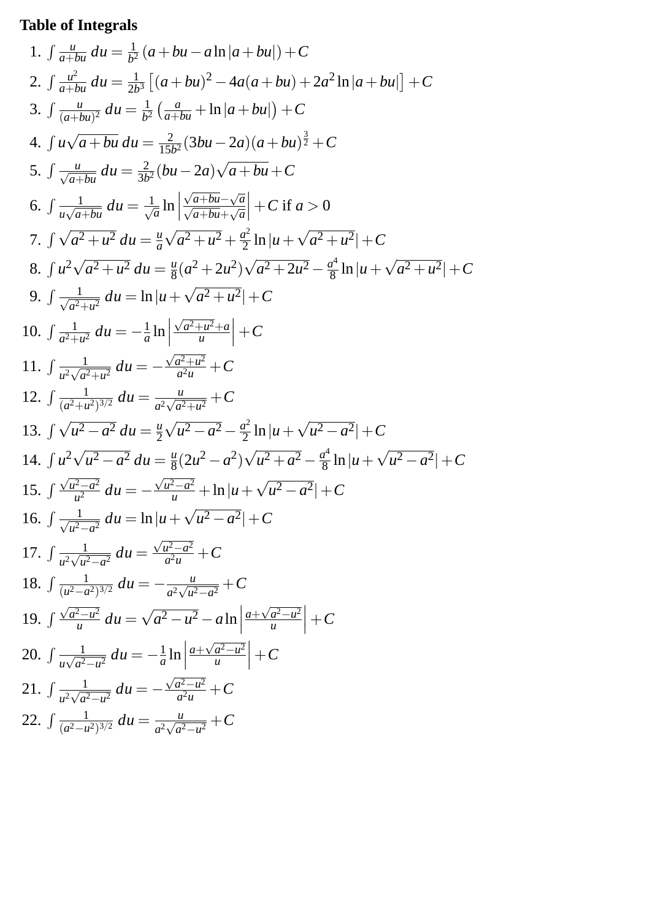**Table of Integrals**

1. $\int \frac{u}{a+bu}\,du = \frac{1}{b^2}\left(a+bu-a\ln|a+bu|\right)+C$
2. $\int \frac{u^2}{a+bu}\,du = \frac{1}{2b^3}\left[(a+bu)^2-4a(a+bu)+2a^2\ln|a+bu|\right]+C$
3. $\int \frac{u}{(a+bu)^2}\,du = \frac{1}{b^2}\left(\frac{a}{a+bu}+\ln|a+bu|\right)+C$
4. $\int u\sqrt{a+bu}\,du = \frac{2}{15b^2}(3bu-2a)(a+bu)^{\frac{3}{2}}+C$
5. $\int \frac{u}{\sqrt{a+bu}}\,du = \frac{2}{3b^2}(bu-2a)\sqrt{a+bu}+C$
6. $\int \frac{1}{u\sqrt{a+bu}}\,du = \frac{1}{\sqrt{a}}\ln\left|\frac{\sqrt{a+bu}-\sqrt{a}}{\sqrt{a+bu}+\sqrt{a}}\right|+C$ if $a>0$
7. $\int \sqrt{a^2+u^2}\,du = \frac{u}{a}\sqrt{a^2+u^2}+\frac{a^2}{2}\ln|u+\sqrt{a^2+u^2}|+C$
8. $\int u^2\sqrt{a^2+u^2}\,du = \frac{u}{8}(a^2+2u^2)\sqrt{a^2+2u^2}-\frac{a^4}{8}\ln|u+\sqrt{a^2+u^2}|+C$
9. $\int \frac{1}{\sqrt{a^2+u^2}}\,du = \ln|u+\sqrt{a^2+u^2}|+C$
10. $\int \frac{1}{a^2+u^2}\,du = -\frac{1}{a}\ln\left|\frac{\sqrt{a^2+u^2}+a}{u}\right|+C$
11. $\int \frac{1}{u^2\sqrt{a^2+u^2}}\,du = -\frac{\sqrt{a^2+u^2}}{a^2u}+C$
12. $\int \frac{1}{(a^2+u^2)^{3/2}}\,du = \frac{u}{a^2\sqrt{a^2+u^2}}+C$
13. $\int \sqrt{u^2-a^2}\,du = \frac{u}{2}\sqrt{u^2-a^2}-\frac{a^2}{2}\ln|u+\sqrt{u^2-a^2}|+C$
14. $\int u^2\sqrt{u^2-a^2}\,du = \frac{u}{8}(2u^2-a^2)\sqrt{u^2+a^2}-\frac{a^4}{8}\ln|u+\sqrt{u^2-a^2}|+C$
15. $\int \frac{\sqrt{u^2-a^2}}{u^2}\,du = -\frac{\sqrt{u^2-a^2}}{u}+\ln|u+\sqrt{u^2-a^2}|+C$
16. $\int \frac{1}{\sqrt{u^2-a^2}}\,du = \ln|u+\sqrt{u^2-a^2}|+C$
17. $\int \frac{1}{u^2\sqrt{u^2-a^2}}\,du = \frac{\sqrt{u^2-a^2}}{a^2u}+C$
18. $\int \frac{1}{(u^2-a^2)^{3/2}}\,du = -\frac{u}{a^2\sqrt{u^2-a^2}}+C$
19. $\int \frac{\sqrt{a^2-u^2}}{u}\,du = \sqrt{a^2-u^2}-a\ln\left|\frac{a+\sqrt{a^2-u^2}}{u}\right|+C$
20. $\int \frac{1}{u\sqrt{a^2-u^2}}\,du = -\frac{1}{a}\ln\left|\frac{a+\sqrt{a^2-u^2}}{u}\right|+C$
21. $\int \frac{1}{u^2\sqrt{a^2-u^2}}\,du = -\frac{\sqrt{a^2-u^2}}{a^2u}+C$
22. $\int \frac{1}{(a^2-u^2)^{3/2}}\,du = \frac{u}{a^2\sqrt{a^2-u^2}}+C$